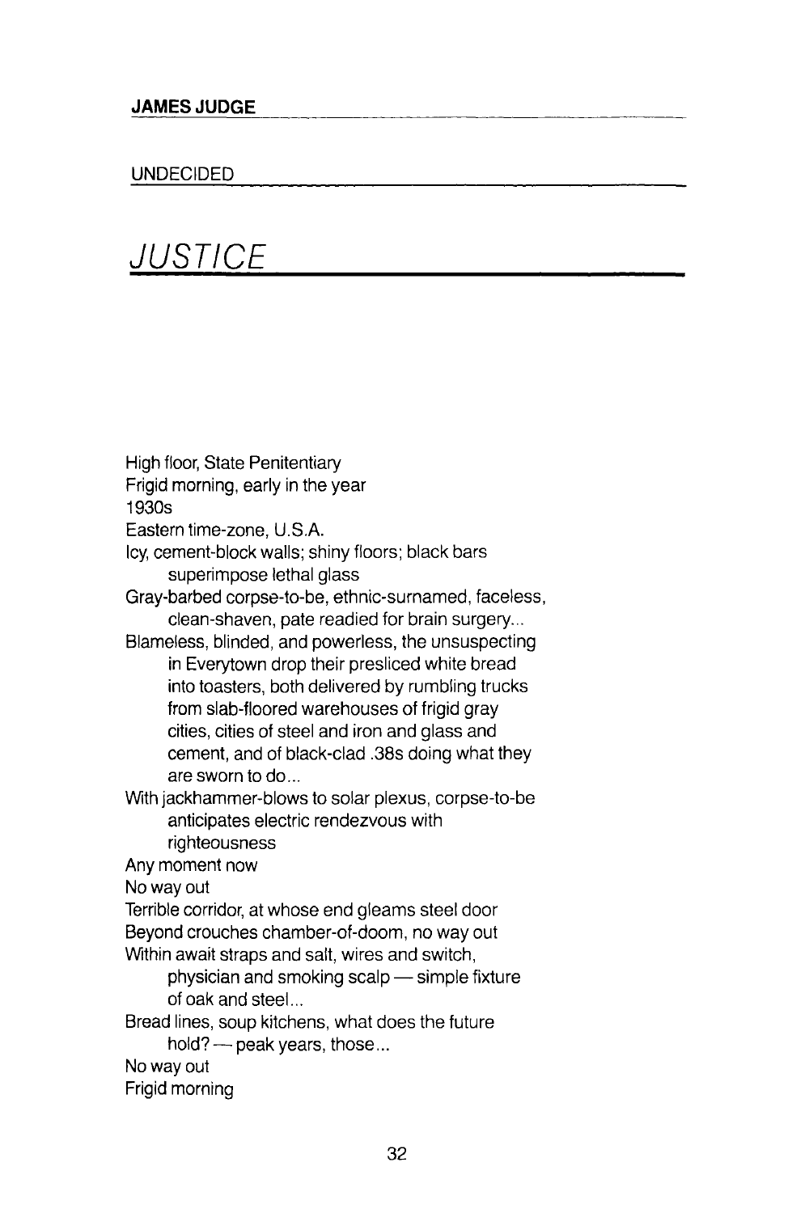**JAMES JUDGE**

UNDECIDED

# *JUSTICE*

High floor, State Penitentiary
Frigid morning, early in the year
1930s
Eastern time-zone, U.S.A.
Icy, cement-block walls; shiny floors; black bars
    superimpose lethal glass
Gray-barbed corpse-to-be, ethnic-surnamed, faceless,
    clean-shaven, pate readied for brain surgery...
Blameless, blinded, and powerless, the unsuspecting
    in Everytown drop their presliced white bread
    into toasters, both delivered by rumbling trucks
    from slab-floored warehouses of frigid gray
    cities, cities of steel and iron and glass and
    cement, and of black-clad .38s doing what they
    are sworn to do...
With jackhammer-blows to solar plexus, corpse-to-be
    anticipates electric rendezvous with
    righteousness
Any moment now
No way out
Terrible corridor, at whose end gleams steel door
Beyond crouches chamber-of-doom, no way out
Within await straps and salt, wires and switch,
    physician and smoking scalp — simple fixture
    of oak and steel...
Bread lines, soup kitchens, what does the future
    hold? — peak years, those...
No way out
Frigid morning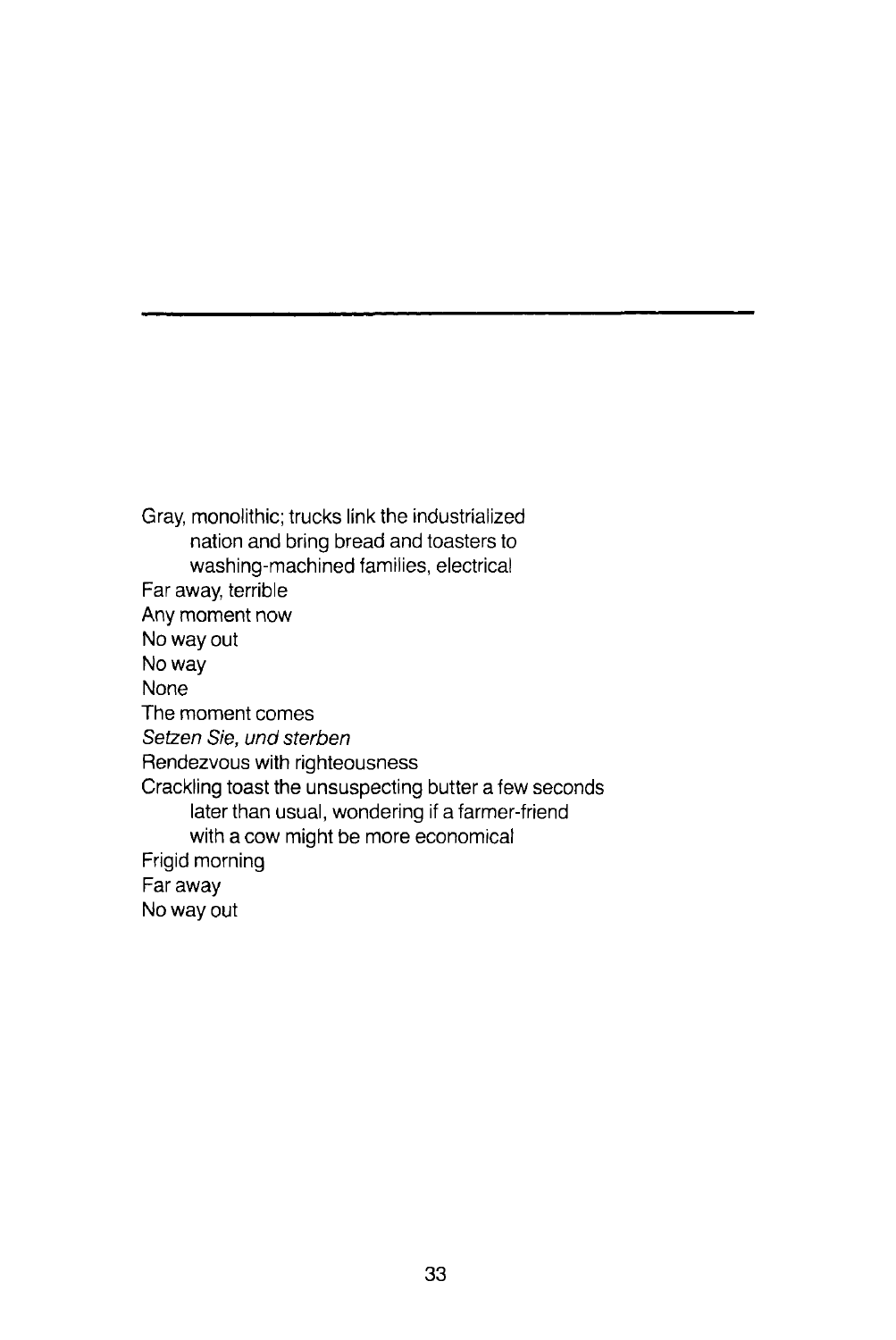---

Gray, monolithic; trucks link the industrialized
    nation and bring bread and toasters to
    washing-machined families, electrical
Far away, terrible
Any moment now
No way out
No way
None
The moment comes
*Setzen Sie, und sterben*
Rendezvous with righteousness
Crackling toast the unsuspecting butter a few seconds
    later than usual, wondering if a farmer-friend
    with a cow might be more economical
Frigid morning
Far away
No way out